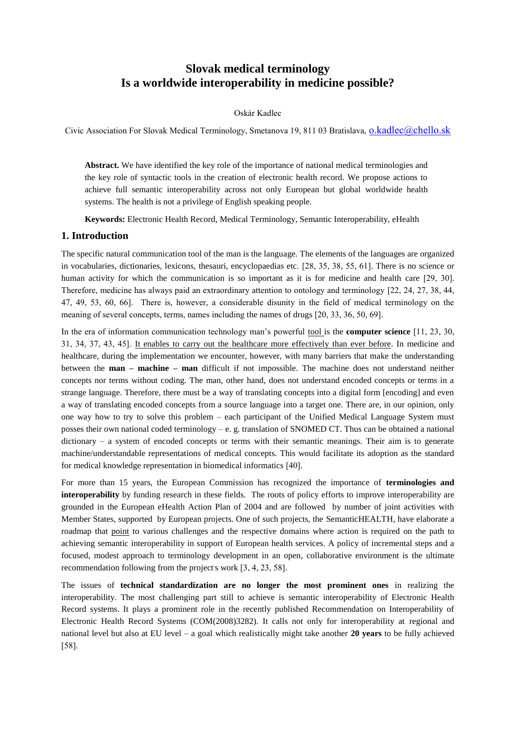# Slovak medical terminology
# Is a worldwide interoperability in medicine possible?

Oskár Kadlec

Civic Association For Slovak Medical Terminology, Smetanova 19, 811 03 Bratislava, o.kadlec@chello.sk

**Abstract.** We have identified the key role of the importance of national medical terminologies and the key role of syntactic tools in the creation of electronic health record. We propose actions to achieve full semantic interoperability across not only European but global worldwide health systems. The health is not a privilege of English speaking people.

**Keywords:** Electronic Health Record, Medical Terminology, Semantic Interoperability, eHealth

## 1. Introduction

The specific natural communication tool of the man is the language. The elements of the languages are organized in vocabularies, dictionaries, lexicons, thesauri, encyclopaedias etc. [28, 35, 38, 55, 61]. There is no science or human activity for which the communication is so important as it is for medicine and health care [29, 30]. Therefore, medicine has always paid an extraordinary attention to ontology and terminology [22, 24, 27, 38, 44, 47, 49, 53, 60, 66]. There is, however, a considerable disunity in the field of medical terminology on the meaning of several concepts, terms, names including the names of drugs [20, 33, 36, 50, 69].

In the era of information communication technology man's powerful tool is the **computer science** [11, 23, 30, 31, 34, 37, 43, 45]. It enables to carry out the healthcare more effectively than ever before. In medicine and healthcare, during the implementation we encounter, however, with many barriers that make the understanding between the **man – machine – man** difficult if not impossible. The machine does not understand neither concepts nor terms without coding. The man, other hand, does not understand encoded concepts or terms in a strange language. Therefore, there must be a way of translating concepts into a digital form [encoding] and even a way of translating encoded concepts from a source language into a target one. There are, in our opinion, only one way how to try to solve this problem – each participant of the Unified Medical Language System must posses their own national coded terminology – e. g. translation of SNOMED CT. Thus can be obtained a national dictionary – a system of encoded concepts or terms with their semantic meanings. Their aim is to generate machine/understandable representations of medical concepts. This would facilitate its adoption as the standard for medical knowledge representation in biomedical informatics [40].

For more than 15 years, the European Commission has recognized the importance of **terminologies and interoperability** by funding research in these fields. The roots of policy efforts to improve interoperability are grounded in the European eHealth Action Plan of 2004 and are followed by number of joint activities with Member States, supported by European projects. One of such projects, the SemanticHEALTH, have elaborate a roadmap that point to various challenges and the respective domains where action is required on the path to achieving semantic interoperability in support of European health services. A policy of incremental steps and a focused, modest approach to terminology development in an open, collaborative environment is the ultimate recommendation following from the project's work [3, 4, 23, 58].

The issues of **technical standardization are no longer the most prominent ones** in realizing the interoperability. The most challenging part still to achieve is semantic interoperability of Electronic Health Record systems. It plays a prominent role in the recently published Recommendation on Interoperability of Electronic Health Record Systems (COM(2008)3282). It calls not only for interoperability at regional and national level but also at EU level – a goal which realistically might take another **20 years** to be fully achieved [58].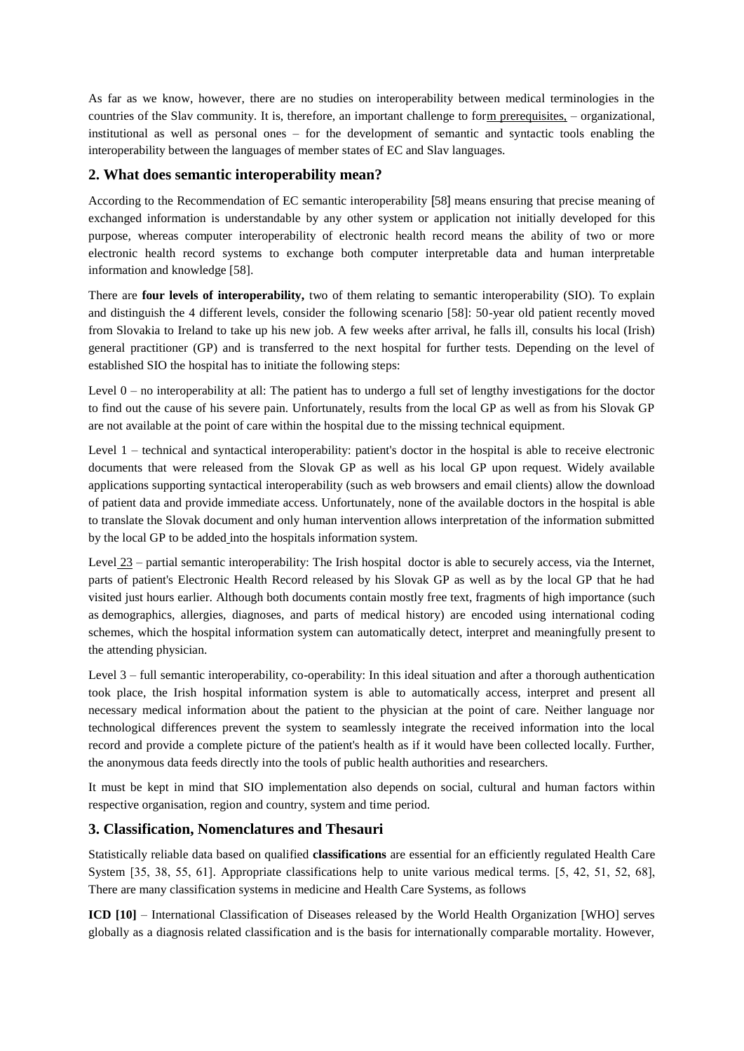As far as we know, however, there are no studies on interoperability between medical terminologies in the countries of the Slav community. It is, therefore, an important challenge to form prerequisites, – organizational, institutional as well as personal ones – for the development of semantic and syntactic tools enabling the interoperability between the languages of member states of EC and Slav languages.

## 2. What does semantic interoperability mean?

According to the Recommendation of EC semantic interoperability [58] means ensuring that precise meaning of exchanged information is understandable by any other system or application not initially developed for this purpose, whereas computer interoperability of electronic health record means the ability of two or more electronic health record systems to exchange both computer interpretable data and human interpretable information and knowledge [58].

There are **four levels of interoperability,** two of them relating to semantic interoperability (SIO). To explain and distinguish the 4 different levels, consider the following scenario [58]: 50-year old patient recently moved from Slovakia to Ireland to take up his new job. A few weeks after arrival, he falls ill, consults his local (Irish) general practitioner (GP) and is transferred to the next hospital for further tests. Depending on the level of established SIO the hospital has to initiate the following steps:

Level 0 – no interoperability at all: The patient has to undergo a full set of lengthy investigations for the doctor to find out the cause of his severe pain. Unfortunately, results from the local GP as well as from his Slovak GP are not available at the point of care within the hospital due to the missing technical equipment.

Level 1 – technical and syntactical interoperability: patient's doctor in the hospital is able to receive electronic documents that were released from the Slovak GP as well as his local GP upon request. Widely available applications supporting syntactical interoperability (such as web browsers and email clients) allow the download of patient data and provide immediate access. Unfortunately, none of the available doctors in the hospital is able to translate the Slovak document and only human intervention allows interpretation of the information submitted by the local GP to be added into the hospitals information system.

Level 23 – partial semantic interoperability: The Irish hospital doctor is able to securely access, via the Internet, parts of patient's Electronic Health Record released by his Slovak GP as well as by the local GP that he had visited just hours earlier. Although both documents contain mostly free text, fragments of high importance (such as demographics, allergies, diagnoses, and parts of medical history) are encoded using international coding schemes, which the hospital information system can automatically detect, interpret and meaningfully present to the attending physician.

Level 3 – full semantic interoperability, co-operability: In this ideal situation and after a thorough authentication took place, the Irish hospital information system is able to automatically access, interpret and present all necessary medical information about the patient to the physician at the point of care. Neither language nor technological differences prevent the system to seamlessly integrate the received information into the local record and provide a complete picture of the patient's health as if it would have been collected locally. Further, the anonymous data feeds directly into the tools of public health authorities and researchers.

It must be kept in mind that SIO implementation also depends on social, cultural and human factors within respective organisation, region and country, system and time period.

## 3. Classification, Nomenclatures and Thesauri

Statistically reliable data based on qualified **classifications** are essential for an efficiently regulated Health Care System [35, 38, 55, 61]. Appropriate classifications help to unite various medical terms. [5, 42, 51, 52, 68], There are many classification systems in medicine and Health Care Systems, as follows

**ICD [10]** – International Classification of Diseases released by the World Health Organization [WHO] serves globally as a diagnosis related classification and is the basis for internationally comparable mortality. However,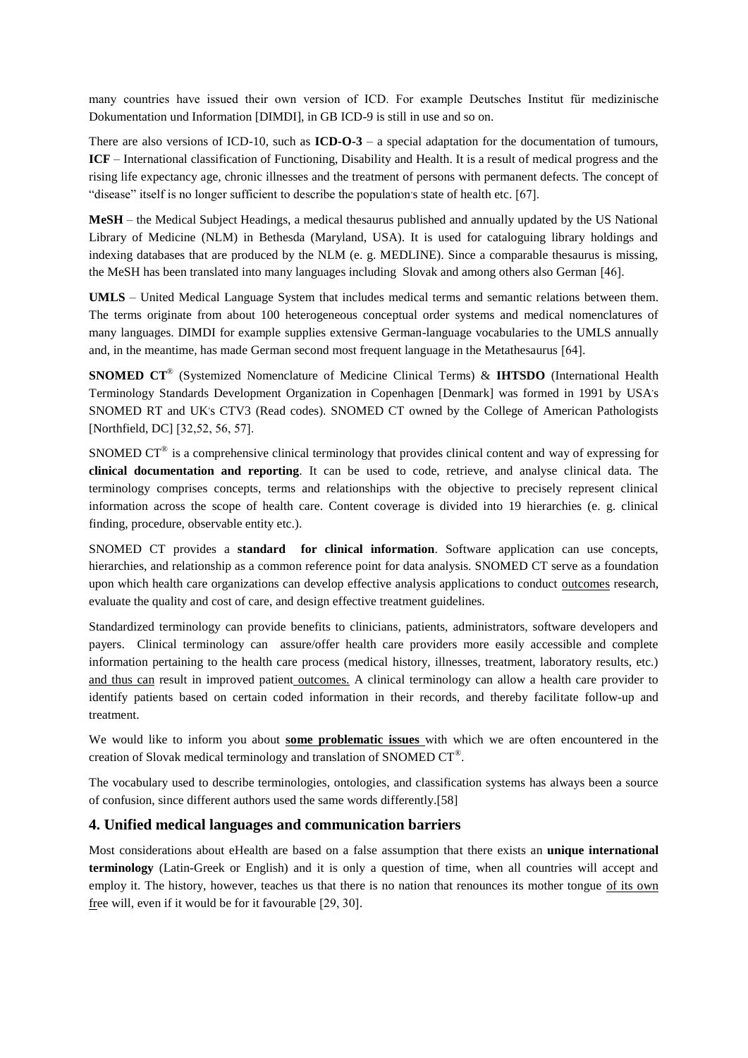many countries have issued their own version of ICD. For example Deutsches Institut für medizinische Dokumentation und Information [DIMDI], in GB ICD-9 is still in use and so on.

There are also versions of ICD-10, such as **ICD-O-3** – a special adaptation for the documentation of tumours, **ICF** – International classification of Functioning, Disability and Health. It is a result of medical progress and the rising life expectancy age, chronic illnesses and the treatment of persons with permanent defects. The concept of "disease" itself is no longer sufficient to describe the population's state of health etc. [67].

**MeSH** – the Medical Subject Headings, a medical thesaurus published and annually updated by the US National Library of Medicine (NLM) in Bethesda (Maryland, USA). It is used for cataloguing library holdings and indexing databases that are produced by the NLM (e. g. MEDLINE). Since a comparable thesaurus is missing, the MeSH has been translated into many languages including Slovak and among others also German [46].

**UMLS** – United Medical Language System that includes medical terms and semantic relations between them. The terms originate from about 100 heterogeneous conceptual order systems and medical nomenclatures of many languages. DIMDI for example supplies extensive German-language vocabularies to the UMLS annually and, in the meantime, has made German second most frequent language in the Metathesaurus [64].

**SNOMED CT**® (Systemized Nomenclature of Medicine Clinical Terms) & **IHTSDO** (International Health Terminology Standards Development Organization in Copenhagen [Denmark] was formed in 1991 by USA's SNOMED RT and UK's CTV3 (Read codes). SNOMED CT owned by the College of American Pathologists [Northfield, DC] [32,52, 56, 57].

SNOMED CT® is a comprehensive clinical terminology that provides clinical content and way of expressing for **clinical documentation and reporting**. It can be used to code, retrieve, and analyse clinical data. The terminology comprises concepts, terms and relationships with the objective to precisely represent clinical information across the scope of health care. Content coverage is divided into 19 hierarchies (e. g. clinical finding, procedure, observable entity etc.).

SNOMED CT provides a **standard for clinical information**. Software application can use concepts, hierarchies, and relationship as a common reference point for data analysis. SNOMED CT serve as a foundation upon which health care organizations can develop effective analysis applications to conduct outcomes research, evaluate the quality and cost of care, and design effective treatment guidelines.

Standardized terminology can provide benefits to clinicians, patients, administrators, software developers and payers. Clinical terminology can assure/offer health care providers more easily accessible and complete information pertaining to the health care process (medical history, illnesses, treatment, laboratory results, etc.) and thus can result in improved patient outcomes. A clinical terminology can allow a health care provider to identify patients based on certain coded information in their records, and thereby facilitate follow-up and treatment.

We would like to inform you about **some problematic issues** with which we are often encountered in the creation of Slovak medical terminology and translation of SNOMED CT®.

The vocabulary used to describe terminologies, ontologies, and classification systems has always been a source of confusion, since different authors used the same words differently.[58]

## 4. Unified medical languages and communication barriers

Most considerations about eHealth are based on a false assumption that there exists an **unique international terminology** (Latin-Greek or English) and it is only a question of time, when all countries will accept and employ it. The history, however, teaches us that there is no nation that renounces its mother tongue of its own free will, even if it would be for it favourable [29, 30].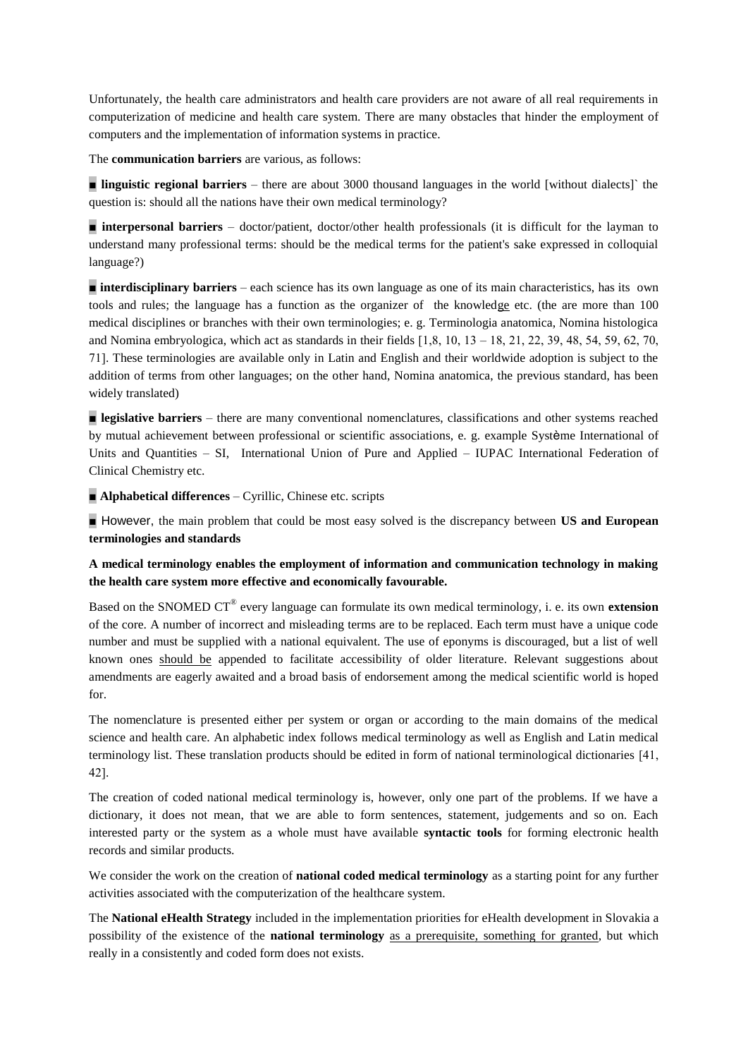Unfortunately, the health care administrators and health care providers are not aware of all real requirements in computerization of medicine and health care system. There are many obstacles that hinder the employment of computers and the implementation of information systems in practice.

The **communication barriers** are various, as follows:

■ **linguistic regional barriers** – there are about 3000 thousand languages in the world [without dialects]` the question is: should all the nations have their own medical terminology?

■ **interpersonal barriers** – doctor/patient, doctor/other health professionals (it is difficult for the layman to understand many professional terms: should be the medical terms for the patient's sake expressed in colloquial language?)

■ **interdisciplinary barriers** – each science has its own language as one of its main characteristics, has its own tools and rules; the language has a function as the organizer of the knowledge etc. (the are more than 100 medical disciplines or branches with their own terminologies; e. g. Terminologia anatomica, Nomina histologica and Nomina embryologica, which act as standards in their fields [1,8, 10, 13 – 18, 21, 22, 39, 48, 54, 59, 62, 70, 71]. These terminologies are available only in Latin and English and their worldwide adoption is subject to the addition of terms from other languages; on the other hand, Nomina anatomica, the previous standard, has been widely translated)

■ **legislative barriers** – there are many conventional nomenclatures, classifications and other systems reached by mutual achievement between professional or scientific associations, e. g. example Système International of Units and Quantities – SI, International Union of Pure and Applied – IUPAC International Federation of Clinical Chemistry etc.

■ **Alphabetical differences** – Cyrillic, Chinese etc. scripts

■ However, the main problem that could be most easy solved is the discrepancy between **US and European terminologies and standards**

**A medical terminology enables the employment of information and communication technology in making the health care system more effective and economically favourable.**

Based on the SNOMED CT® every language can formulate its own medical terminology, i. e. its own **extension** of the core. A number of incorrect and misleading terms are to be replaced. Each term must have a unique code number and must be supplied with a national equivalent. The use of eponyms is discouraged, but a list of well known ones should be appended to facilitate accessibility of older literature. Relevant suggestions about amendments are eagerly awaited and a broad basis of endorsement among the medical scientific world is hoped for.

The nomenclature is presented either per system or organ or according to the main domains of the medical science and health care. An alphabetic index follows medical terminology as well as English and Latin medical terminology list. These translation products should be edited in form of national terminological dictionaries [41, 42].

The creation of coded national medical terminology is, however, only one part of the problems. If we have a dictionary, it does not mean, that we are able to form sentences, statement, judgements and so on. Each interested party or the system as a whole must have available **syntactic tools** for forming electronic health records and similar products.

We consider the work on the creation of **national coded medical terminology** as a starting point for any further activities associated with the computerization of the healthcare system.

The **National eHealth Strategy** included in the implementation priorities for eHealth development in Slovakia a possibility of the existence of the **national terminology** as a prerequisite, something for granted, but which really in a consistently and coded form does not exists.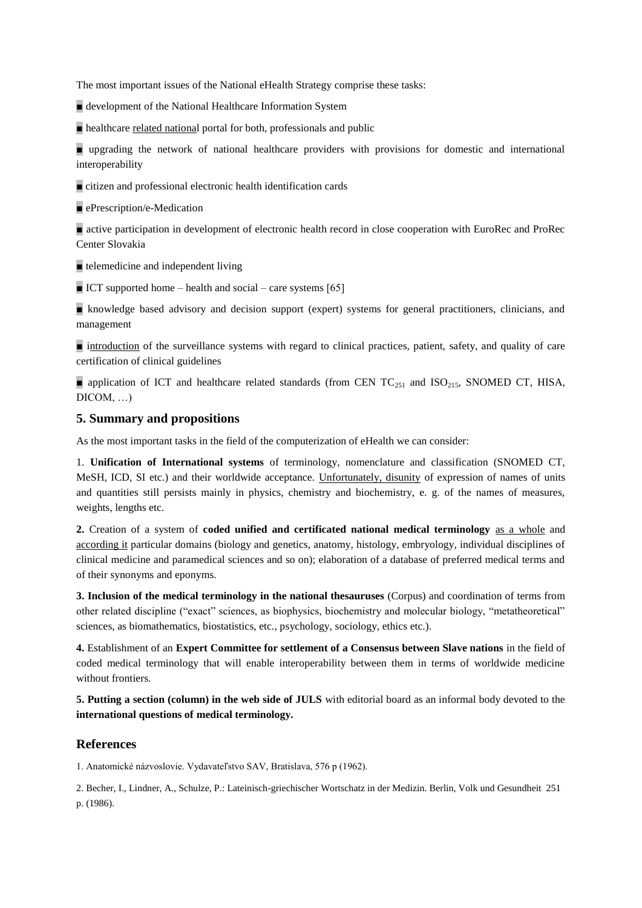The most important issues of the National eHealth Strategy comprise these tasks:

■ development of the National Healthcare Information System

■ healthcare related national portal for both, professionals and public

■ upgrading the network of national healthcare providers with provisions for domestic and international interoperability

■ citizen and professional electronic health identification cards

■ ePrescription/e-Medication

■ active participation in development of electronic health record in close cooperation with EuroRec and ProRec Center Slovakia

■ telemedicine and independent living

■ ICT supported home – health and social – care systems [65]

■ knowledge based advisory and decision support (expert) systems for general practitioners, clinicians, and management

■ introduction of the surveillance systems with regard to clinical practices, patient, safety, and quality of care certification of clinical guidelines

■ application of ICT and healthcare related standards (from CEN $TC_{251}$ and $ISO_{215}$, SNOMED CT, HISA, DICOM, …)

## 5. Summary and propositions

As the most important tasks in the field of the computerization of eHealth we can consider:

1. **Unification of International systems** of terminology, nomenclature and classification (SNOMED CT, MeSH, ICD, SI etc.) and their worldwide acceptance. Unfortunately, disunity of expression of names of units and quantities still persists mainly in physics, chemistry and biochemistry, e. g. of the names of measures, weights, lengths etc.

**2.** Creation of a system of **coded unified and certificated national medical terminology** as a whole and according it particular domains (biology and genetics, anatomy, histology, embryology, individual disciplines of clinical medicine and paramedical sciences and so on); elaboration of a database of preferred medical terms and of their synonyms and eponyms.

**3. Inclusion of the medical terminology in the national thesauruses** (Corpus) and coordination of terms from other related discipline ("exact" sciences, as biophysics, biochemistry and molecular biology, "metatheoretical" sciences, as biomathematics, biostatistics, etc., psychology, sociology, ethics etc.).

**4.** Establishment of an **Expert Committee for settlement of a Consensus between Slave nations** in the field of coded medical terminology that will enable interoperability between them in terms of worldwide medicine without frontiers.

**5. Putting a section (column) in the web side of JULS** with editorial board as an informal body devoted to the **international questions of medical terminology.**

## References

1. Anatomické názvoslovie. Vydavateľstvo SAV, Bratislava, 576 p (1962).

2. Becher, I., Lindner, A., Schulze, P.: Lateinisch-griechischer Wortschatz in der Medizin. Berlin, Volk und Gesundheit 251 p. (1986).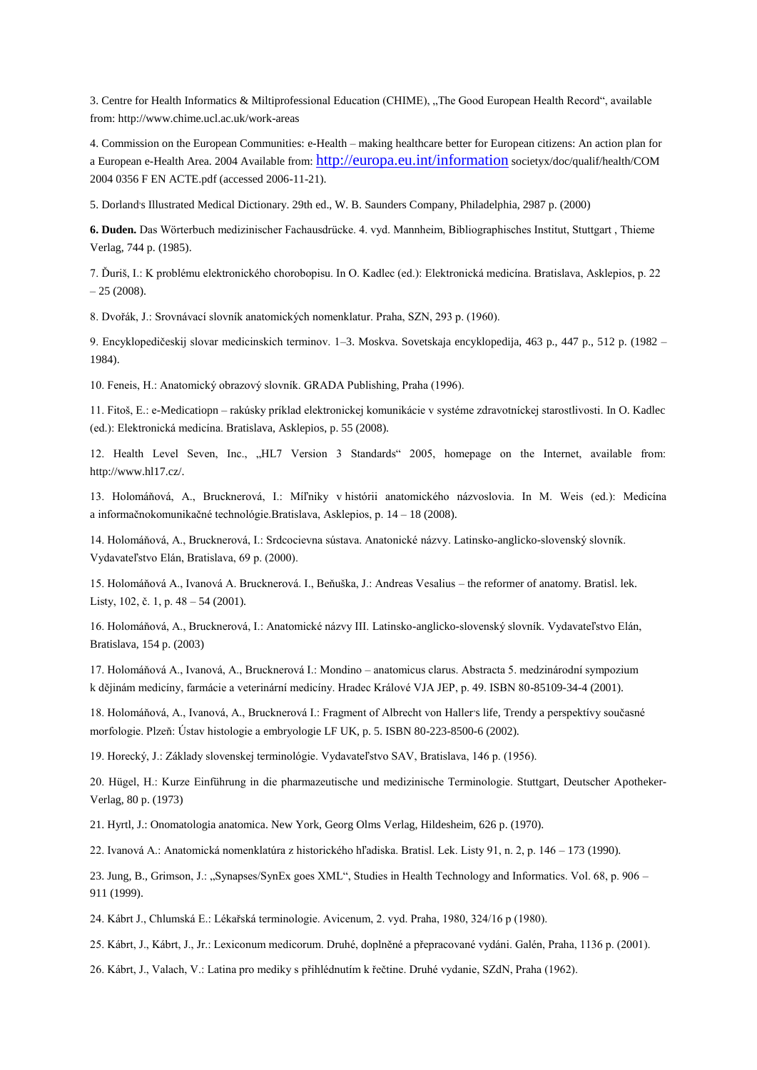3. Centre for Health Informatics & Miltiprofessional Education (CHIME), „The Good European Health Record“, available from: http://www.chime.ucl.ac.uk/work-areas

4. Commission on the European Communities: e-Health – making healthcare better for European citizens: An action plan for a European e-Health Area. 2004 Available from: http://europa.eu.int/information societyx/doc/qualif/health/COM 2004 0356 F EN ACTE.pdf (accessed 2006-11-21).

5. Dorland's Illustrated Medical Dictionary. 29th ed., W. B. Saunders Company, Philadelphia, 2987 p. (2000)

**6. Duden.** Das Wörterbuch medizinischer Fachausdrücke. 4. vyd. Mannheim, Bibliographisches Institut, Stuttgart , Thieme Verlag, 744 p. (1985).

7. Ďuriš, I.: K problému elektronického chorobopisu. In O. Kadlec (ed.): Elektronická medicína. Bratislava, Asklepios, p. 22 – 25 (2008).

8. Dvořák, J.: Srovnávací slovník anatomických nomenklatur. Praha, SZN, 293 p. (1960).

9. Encyklopedičeskij slovar medicinskich terminov. 1–3. Moskva. Sovetskaja encyklopedija, 463 p., 447 p., 512 p. (1982 – 1984).

10. Feneis, H.: Anatomický obrazový slovník. GRADA Publishing, Praha (1996).

11. Fitoš, E.: e-Medicatiopn – rakúsky príklad elektronickej komunikácie v systéme zdravotníckej starostlivosti. In O. Kadlec (ed.): Elektronická medicína. Bratislava, Asklepios, p. 55 (2008).

12. Health Level Seven, Inc., „HL7 Version 3 Standards“ 2005, homepage on the Internet, available from: http://www.hl17.cz/.

13. Holomáňová, A., Brucknerová, I.: Míľniky v histórii anatomického názvoslovia. In M. Weis (ed.): Medicína a informačnokomunikačné technológie.Bratislava, Asklepios, p. 14 – 18 (2008).

14. Holomáňová, A., Brucknerová, I.: Srdcocievna sústava. Anatonické názvy. Latinsko-anglicko-slovenský slovník. Vydavateľstvo Elán, Bratislava, 69 p. (2000).

15. Holomáňová A., Ivanová A. Brucknerová. I., Beňuška, J.: Andreas Vesalius – the reformer of anatomy. Bratisl. lek. Listy, 102, č. 1, p. 48 – 54 (2001).

16. Holomáňová, A., Brucknerová, I.: Anatomické názvy III. Latinsko-anglicko-slovenský slovník. Vydavateľstvo Elán, Bratislava, 154 p. (2003)

17. Holomáňová A., Ivanová, A., Brucknerová I.: Mondino – anatomicus clarus. Abstracta 5. medzinárodní sympozium k dějinám medicíny, farmácie a veterinární medicíny. Hradec Králové VJA JEP, p. 49. ISBN 80-85109-34-4 (2001).

18. Holomáňová, A., Ivanová, A., Brucknerová I.: Fragment of Albrecht von Haller's life, Trendy a perspektívy současné morfologie. Plzeň: Ústav histologie a embryologie LF UK, p. 5. ISBN 80-223-8500-6 (2002).

19. Horecký, J.: Základy slovenskej terminológie. Vydavateľstvo SAV, Bratislava, 146 p. (1956).

20. Hügel, H.: Kurze Einführung in die pharmazeutische und medizinische Terminologie. Stuttgart, Deutscher Apotheker-Verlag, 80 p. (1973)

21. Hyrtl, J.: Onomatologia anatomica. New York, Georg Olms Verlag, Hildesheim, 626 p. (1970).

22. Ivanová A.: Anatomická nomenklatúra z historického hľadiska. Bratisl. Lek. Listy 91, n. 2, p. 146 – 173 (1990).

23. Jung, B., Grimson, J.: „Synapses/SynEx goes XML“, Studies in Health Technology and Informatics. Vol. 68, p. 906 – 911 (1999).

24. Kábrt J., Chlumská E.: Lékařská terminologie. Avicenum, 2. vyd. Praha, 1980, 324/16 p (1980).

25. Kábrt, J., Kábrt, J., Jr.: Lexiconum medicorum. Druhé, doplněné a přepracované vydáni. Galén, Praha, 1136 p. (2001).

26. Kábrt, J., Valach, V.: Latina pro mediky s přihlédnutím k řečtine. Druhé vydanie, SZdN, Praha (1962).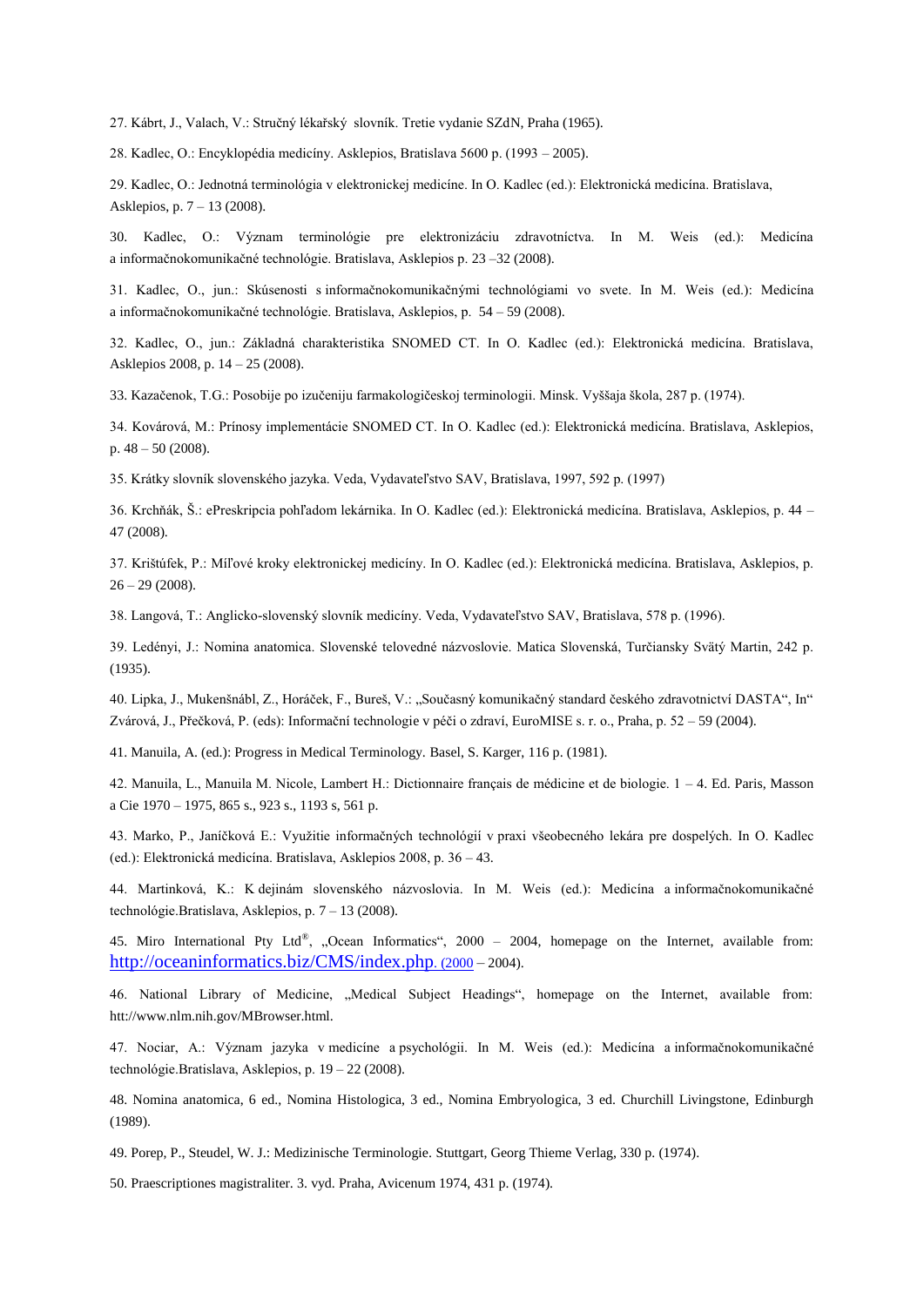27. Kábrt, J., Valach, V.: Stručný lékařský slovník. Tretie vydanie SZdN, Praha (1965).

28. Kadlec, O.: Encyklopédia medicíny. Asklepios, Bratislava 5600 p. (1993 – 2005).

29. Kadlec, O.: Jednotná terminológia v elektronickej medicíne. In O. Kadlec (ed.): Elektronická medicína. Bratislava, Asklepios, p. 7 – 13 (2008).

30. Kadlec, O.: Význam terminológie pre elektronizáciu zdravotníctva. In M. Weis (ed.): Medicína a informačnokomunikačné technológie. Bratislava, Asklepios p. 23 –32 (2008).

31. Kadlec, O., jun.: Skúsenosti s informačnokomunikačnými technológiami vo svete. In M. Weis (ed.): Medicína a informačnokomunikačné technológie. Bratislava, Asklepios, p. 54 – 59 (2008).

32. Kadlec, O., jun.: Základná charakteristika SNOMED CT. In O. Kadlec (ed.): Elektronická medicína. Bratislava, Asklepios 2008, p. 14 – 25 (2008).

33. Kazačenok, T.G.: Posobije po izučeniju farmakologičeskoj terminologii. Minsk. Vyššaja škola, 287 p. (1974).

34. Kovárová, M.: Prínosy implementácie SNOMED CT. In O. Kadlec (ed.): Elektronická medicína. Bratislava, Asklepios, p. 48 – 50 (2008).

35. Krátky slovník slovenského jazyka. Veda, Vydavateľstvo SAV, Bratislava, 1997, 592 p. (1997)

36. Krchňák, Š.: ePreskripcia pohľadom lekárnika. In O. Kadlec (ed.): Elektronická medicína. Bratislava, Asklepios, p. 44 – 47 (2008).

37. Krištúfek, P.: Míľové kroky elektronickej medicíny. In O. Kadlec (ed.): Elektronická medicína. Bratislava, Asklepios, p. 26 – 29 (2008).

38. Langová, T.: Anglicko-slovenský slovník medicíny. Veda, Vydavateľstvo SAV, Bratislava, 578 p. (1996).

39. Ledényi, J.: Nomina anatomica. Slovenské telovedné názvoslovie. Matica Slovenská, Turčiansky Svätý Martin, 242 p. (1935).

40. Lipka, J., Mukenšnábl, Z., Horáček, F., Bureš, V.: „Současný komunikačný standard českého zdravotnictví DASTA", In" Zvárová, J., Přečková, P. (eds): Informační technologie v péči o zdraví, EuroMISE s. r. o., Praha, p. 52 – 59 (2004).

41. Manuila, A. (ed.): Progress in Medical Terminology. Basel, S. Karger, 116 p. (1981).

42. Manuila, L., Manuila M. Nicole, Lambert H.: Dictionnaire français de médicine et de biologie. 1 – 4. Ed. Paris, Masson a Cie 1970 – 1975, 865 s., 923 s., 1193 s, 561 p.

43. Marko, P., Janíčková E.: Využitie informačných technológií v praxi všeobecného lekára pre dospelých. In O. Kadlec (ed.): Elektronická medicína. Bratislava, Asklepios 2008, p. 36 – 43.

44. Martinková, K.: K dejinám slovenského názvoslovia. In M. Weis (ed.): Medicína a informačnokomunikačné technológie.Bratislava, Asklepios, p. 7 – 13 (2008).

45. Miro International Pty Ltd®, „Ocean Informatics", 2000 – 2004, homepage on the Internet, available from: http://oceaninformatics.biz/CMS/index.php. (2000 – 2004).

46. National Library of Medicine, „Medical Subject Headings", homepage on the Internet, available from: http://www.nlm.nih.gov/MBrowser.html.

47. Nociar, A.: Význam jazyka v medicíne a psychológii. In M. Weis (ed.): Medicína a informačnokomunikačné technológie.Bratislava, Asklepios, p. 19 – 22 (2008).

48. Nomina anatomica, 6 ed., Nomina Histologica, 3 ed., Nomina Embryologica, 3 ed. Churchill Livingstone, Edinburgh (1989).

49. Porep, P., Steudel, W. J.: Medizinische Terminologie. Stuttgart, Georg Thieme Verlag, 330 p. (1974).

50. Praescriptiones magistraliter. 3. vyd. Praha, Avicenum 1974, 431 p. (1974).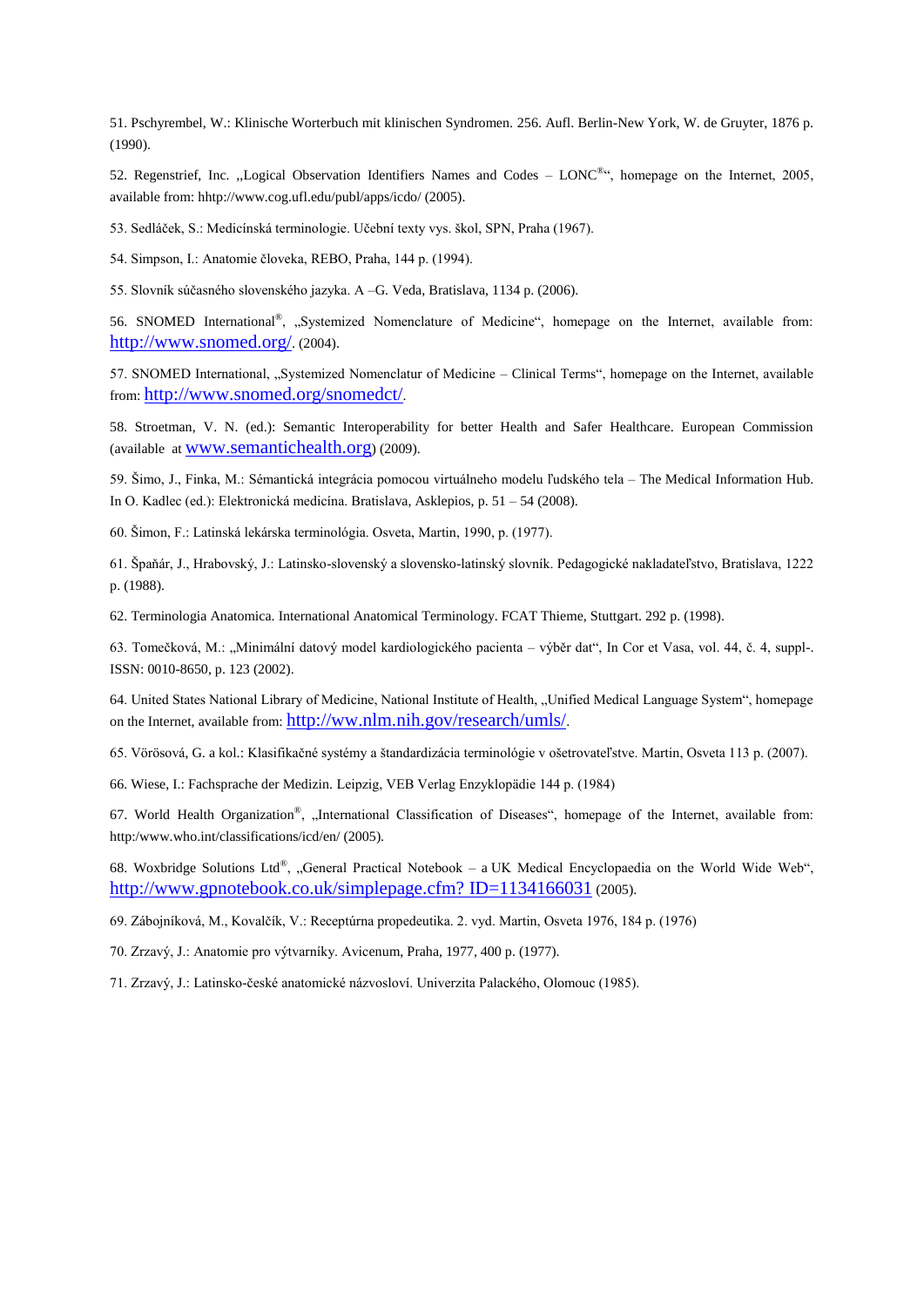51. Pschyrembel, W.: Klinische Worterbuch mit klinischen Syndromen. 256. Aufl. Berlin-New York, W. de Gruyter, 1876 p. (1990).

52. Regenstrief, Inc. „Logical Observation Identifiers Names and Codes – LONC®", homepage on the Internet, 2005, available from: hhtp://www.cog.ufl.edu/publ/apps/icdo/ (2005).

53. Sedláček, S.: Medicínská terminologie. Učební texty vys. škol, SPN, Praha (1967).

54. Simpson, I.: Anatomie člověka, REBO, Praha, 144 p. (1994).

55. Slovník súčasného slovenského jazyka. A –G. Veda, Bratislava, 1134 p. (2006).

56. SNOMED International®, „Systemized Nomenclature of Medicine", homepage on the Internet, available from: http://www.snomed.org/. (2004).

57. SNOMED International, „Systemized Nomenclatur of Medicine – Clinical Terms", homepage on the Internet, available from: http://www.snomed.org/snomedct/.

58. Stroetman, V. N. (ed.): Semantic Interoperability for better Health and Safer Healthcare. European Commission (available at www.semantichealth.org) (2009).

59. Šimo, J., Finka, M.: Sémantická integrácia pomocou virtuálneho modelu ľudského tela – The Medical Information Hub. In O. Kadlec (ed.): Elektronická medicína. Bratislava, Asklepios, p. 51 – 54 (2008).

60. Šimon, F.: Latinská lekárska terminológia. Osveta, Martin, 1990, p. (1977).

61. Špaňár, J., Hrabovský, J.: Latinsko-slovenský a slovensko-latinský slovník. Pedagogické nakladateľstvo, Bratislava, 1222 p. (1988).

62. Terminologia Anatomica. International Anatomical Terminology. FCAT Thieme, Stuttgart. 292 p. (1998).

63. Tomečková, M.: „Minimální datový model kardiologického pacienta – výběr dat", In Cor et Vasa, vol. 44, č. 4, suppl-. ISSN: 0010-8650, p. 123 (2002).

64. United States National Library of Medicine, National Institute of Health, „Unified Medical Language System", homepage on the Internet, available from: http://ww.nlm.nih.gov/research/umls/.

65. Vörösová, G. a kol.: Klasifikačné systémy a štandardizácia terminológie v ošetrovateľstve. Martin, Osveta 113 p. (2007).

66. Wiese, I.: Fachsprache der Medizin. Leipzig, VEB Verlag Enzyklopädie 144 p. (1984)

67. World Health Organization®, „International Classification of Diseases", homepage of the Internet, available from: http:/www.who.int/classifications/icd/en/ (2005).

68. Woxbridge Solutions Ltd®, „General Practical Notebook – a UK Medical Encyclopaedia on the World Wide Web", http://www.gpnotebook.co.uk/simplepage.cfm? ID=1134166031 (2005).

69. Zábojníková, M., Kovalčík, V.: Receptúrna propedeutika. 2. vyd. Martin, Osveta 1976, 184 p. (1976)

70. Zrzavý, J.: Anatomie pro výtvarníky. Avicenum, Praha, 1977, 400 p. (1977).

71. Zrzavý, J.: Latinsko-české anatomické názvosloví. Univerzita Palackého, Olomouc (1985).